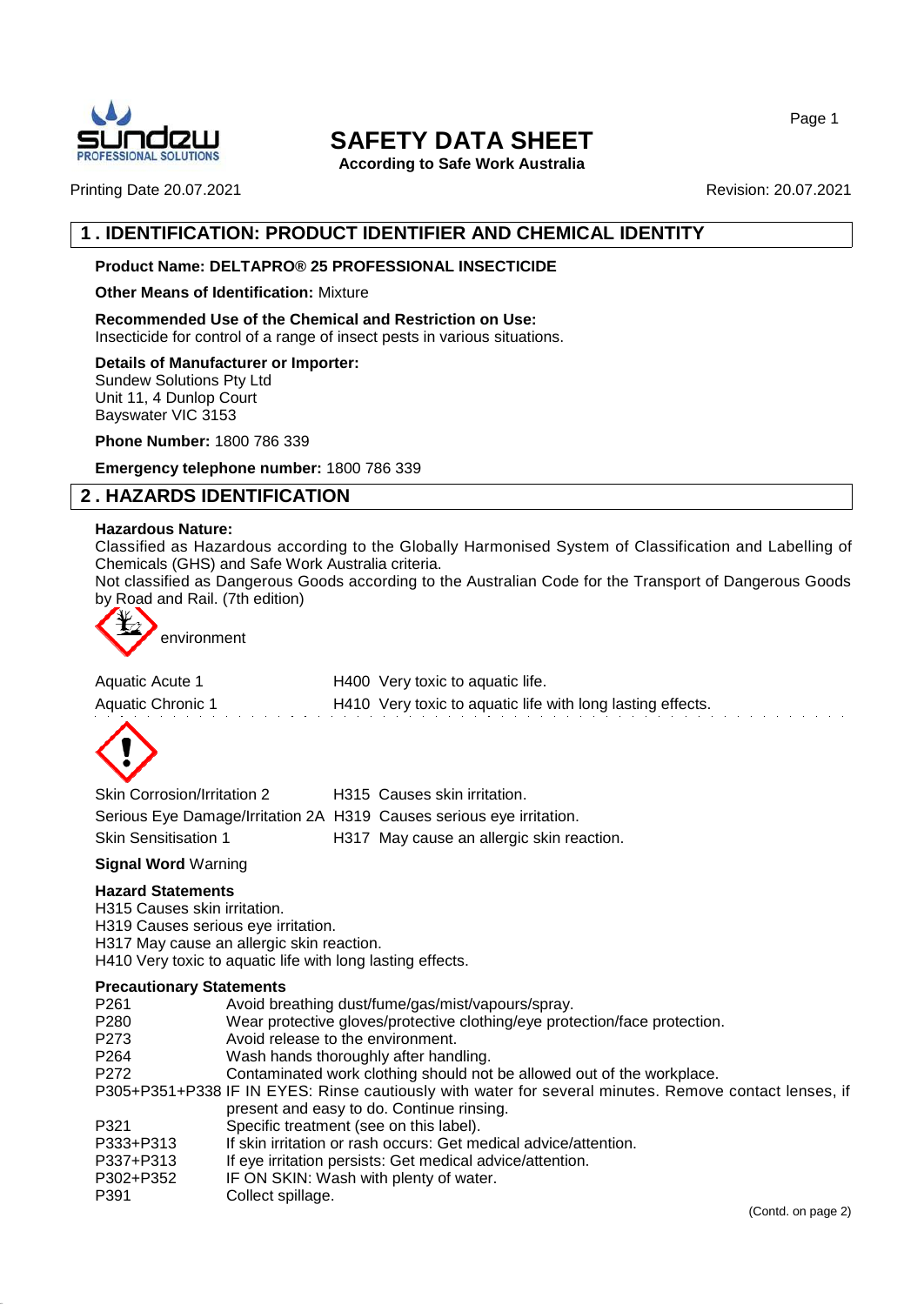# SAFETY DATA SHEET

**According to Safe Work Australia**

Printing Date 20.07.2021

Revision: 20.07.2021

## 1 . IDENTIFICATION: PRODUCT IDENTIFIER AND CHEMICAL IDENTITY

**Product Name: DELTAPRO® 25 PROFESSIONAL INSECTICIDE**

**Other Means of Identification:** Mixture

**Recommended Use of the Chemical and Restriction on Use:**
Insecticide for control of a range of insect pests in various situations.

**Details of Manufacturer or Importer:**
Sundew Solutions Pty Ltd
Unit 11, 4 Dunlop Court
Bayswater VIC 3153

**Phone Number:** 1800 786 339

**Emergency telephone number:** 1800 786 339

## 2 . HAZARDS IDENTIFICATION

**Hazardous Nature:**
Classified as Hazardous according to the Globally Harmonised System of Classification and Labelling of Chemicals (GHS) and Safe Work Australia criteria.
Not classified as Dangerous Goods according to the Australian Code for the Transport of Dangerous Goods by Road and Rail. (7th edition)

environment

| | |
|---|---|
| Aquatic Acute 1 | H400 Very toxic to aquatic life. |
| Aquatic Chronic 1 | H410 Very toxic to aquatic life with long lasting effects. |

| | |
|---|---|
| Skin Corrosion/Irritation 2 | H315 Causes skin irritation. |
| Serious Eye Damage/Irritation 2A | H319 Causes serious eye irritation. |
| Skin Sensitisation 1 | H317 May cause an allergic skin reaction. |

**Signal Word** Warning

**Hazard Statements**
H315 Causes skin irritation.
H319 Causes serious eye irritation.
H317 May cause an allergic skin reaction.
H410 Very toxic to aquatic life with long lasting effects.

**Precautionary Statements**

| | |
|---|---|
| P261 | Avoid breathing dust/fume/gas/mist/vapours/spray. |
| P280 | Wear protective gloves/protective clothing/eye protection/face protection. |
| P273 | Avoid release to the environment. |
| P264 | Wash hands thoroughly after handling. |
| P272 | Contaminated work clothing should not be allowed out of the workplace. |
| P305+P351+P338 | IF IN EYES: Rinse cautiously with water for several minutes. Remove contact lenses, if present and easy to do. Continue rinsing. |
| P321 | Specific treatment (see on this label). |
| P333+P313 | If skin irritation or rash occurs: Get medical advice/attention. |
| P337+P313 | If eye irritation persists: Get medical advice/attention. |
| P302+P352 | IF ON SKIN: Wash with plenty of water. |
| P391 | Collect spillage. |

(Contd. on page 2)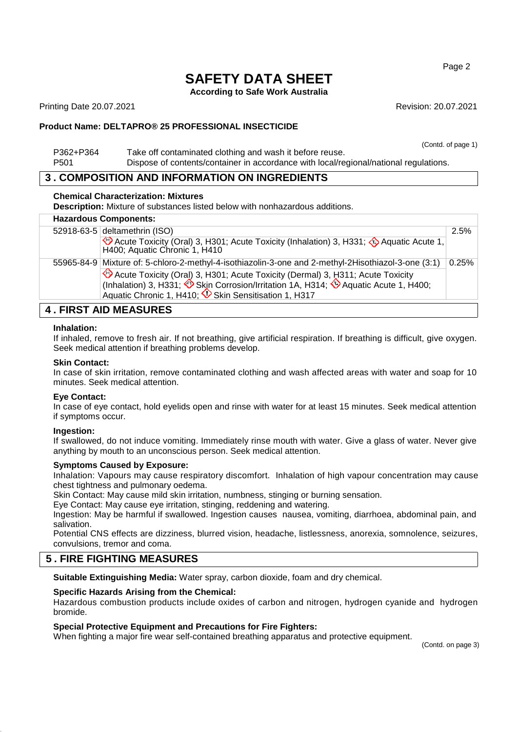(Contd. of page 1)

| | |
|---|---|
| P362+P364 | Take off contaminated clothing and wash it before reuse. |
| P501 | Dispose of contents/container in accordance with local/regional/national regulations. |

## 3 . COMPOSITION AND INFORMATION ON INGREDIENTS

**Chemical Characterization: Mixtures**

**Description:** Mixture of substances listed below with nonhazardous additions.

| Hazardous Components: | | |
|---|---|---|
| 52918-63-5 | deltamethrin (ISO)<br>Acute Toxicity (Oral) 3, H301; Acute Toxicity (Inhalation) 3, H331; Aquatic Acute 1, H400; Aquatic Chronic 1, H410 | 2.5% |
| 55965-84-9 | Mixture of: 5-chloro-2-methyl-4-isothiazolin-3-one and 2-methyl-2Hisothiazol-3-one (3:1)<br>Acute Toxicity (Oral) 3, H301; Acute Toxicity (Dermal) 3, H311; Acute Toxicity (Inhalation) 3, H331; Skin Corrosion/Irritation 1A, H314; Aquatic Acute 1, H400; Aquatic Chronic 1, H410; Skin Sensitisation 1, H317 | 0.25% |

## 4 . FIRST AID MEASURES

**Inhalation:**

If inhaled, remove to fresh air. If not breathing, give artificial respiration. If breathing is difficult, give oxygen. Seek medical attention if breathing problems develop.

**Skin Contact:**

In case of skin irritation, remove contaminated clothing and wash affected areas with water and soap for 10 minutes. Seek medical attention.

**Eye Contact:**

In case of eye contact, hold eyelids open and rinse with water for at least 15 minutes. Seek medical attention if symptoms occur.

**Ingestion:**

If swallowed, do not induce vomiting. Immediately rinse mouth with water. Give a glass of water. Never give anything by mouth to an unconscious person. Seek medical attention.

**Symptoms Caused by Exposure:**

Inhalation: Vapours may cause respiratory discomfort. Inhalation of high vapour concentration may cause chest tightness and pulmonary oedema.

Skin Contact: May cause mild skin irritation, numbness, stinging or burning sensation.

Eye Contact: May cause eye irritation, stinging, reddening and watering.

Ingestion: May be harmful if swallowed. Ingestion causes nausea, vomiting, diarrhoea, abdominal pain, and salivation.

Potential CNS effects are dizziness, blurred vision, headache, listlessness, anorexia, somnolence, seizures, convulsions, tremor and coma.

## 5 . FIRE FIGHTING MEASURES

**Suitable Extinguishing Media:** Water spray, carbon dioxide, foam and dry chemical.

**Specific Hazards Arising from the Chemical:**

Hazardous combustion products include oxides of carbon and nitrogen, hydrogen cyanide and hydrogen bromide.

**Special Protective Equipment and Precautions for Fire Fighters:**

When fighting a major fire wear self-contained breathing apparatus and protective equipment.

(Contd. on page 3)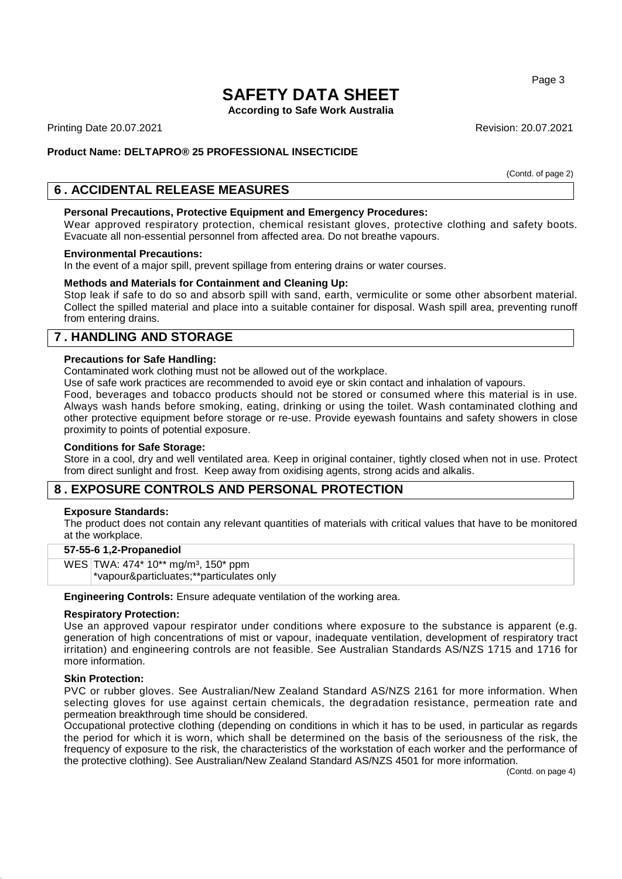(Contd. of page 2)

## 6 . ACCIDENTAL RELEASE MEASURES

**Personal Precautions, Protective Equipment and Emergency Procedures:**
Wear approved respiratory protection, chemical resistant gloves, protective clothing and safety boots. Evacuate all non-essential personnel from affected area. Do not breathe vapours.

**Environmental Precautions:**
In the event of a major spill, prevent spillage from entering drains or water courses.

**Methods and Materials for Containment and Cleaning Up:**
Stop leak if safe to do so and absorb spill with sand, earth, vermiculite or some other absorbent material. Collect the spilled material and place into a suitable container for disposal. Wash spill area, preventing runoff from entering drains.

## 7 . HANDLING AND STORAGE

**Precautions for Safe Handling:**
Contaminated work clothing must not be allowed out of the workplace.
Use of safe work practices are recommended to avoid eye or skin contact and inhalation of vapours.
Food, beverages and tobacco products should not be stored or consumed where this material is in use. Always wash hands before smoking, eating, drinking or using the toilet. Wash contaminated clothing and other protective equipment before storage or re-use. Provide eyewash fountains and safety showers in close proximity to points of potential exposure.

**Conditions for Safe Storage:**
Store in a cool, dry and well ventilated area. Keep in original container, tightly closed when not in use. Protect from direct sunlight and frost. Keep away from oxidising agents, strong acids and alkalis.

## 8 . EXPOSURE CONTROLS AND PERSONAL PROTECTION

**Exposure Standards:**
The product does not contain any relevant quantities of materials with critical values that have to be monitored at the workplace.

| 57-55-6 1,2-Propanediol | |
|---|---|
| WES | TWA: 474* 10** mg/m³, 150* ppm<br>*vapour&particluates;**particulates only |

**Engineering Controls:** Ensure adequate ventilation of the working area.

**Respiratory Protection:**
Use an approved vapour respirator under conditions where exposure to the substance is apparent (e.g. generation of high concentrations of mist or vapour, inadequate ventilation, development of respiratory tract irritation) and engineering controls are not feasible. See Australian Standards AS/NZS 1715 and 1716 for more information.

**Skin Protection:**
PVC or rubber gloves. See Australian/New Zealand Standard AS/NZS 2161 for more information. When selecting gloves for use against certain chemicals, the degradation resistance, permeation rate and permeation breakthrough time should be considered.
Occupational protective clothing (depending on conditions in which it has to be used, in particular as regards the period for which it is worn, which shall be determined on the basis of the seriousness of the risk, the frequency of exposure to the risk, the characteristics of the workstation of each worker and the performance of the protective clothing). See Australian/New Zealand Standard AS/NZS 4501 for more information.

(Contd. on page 4)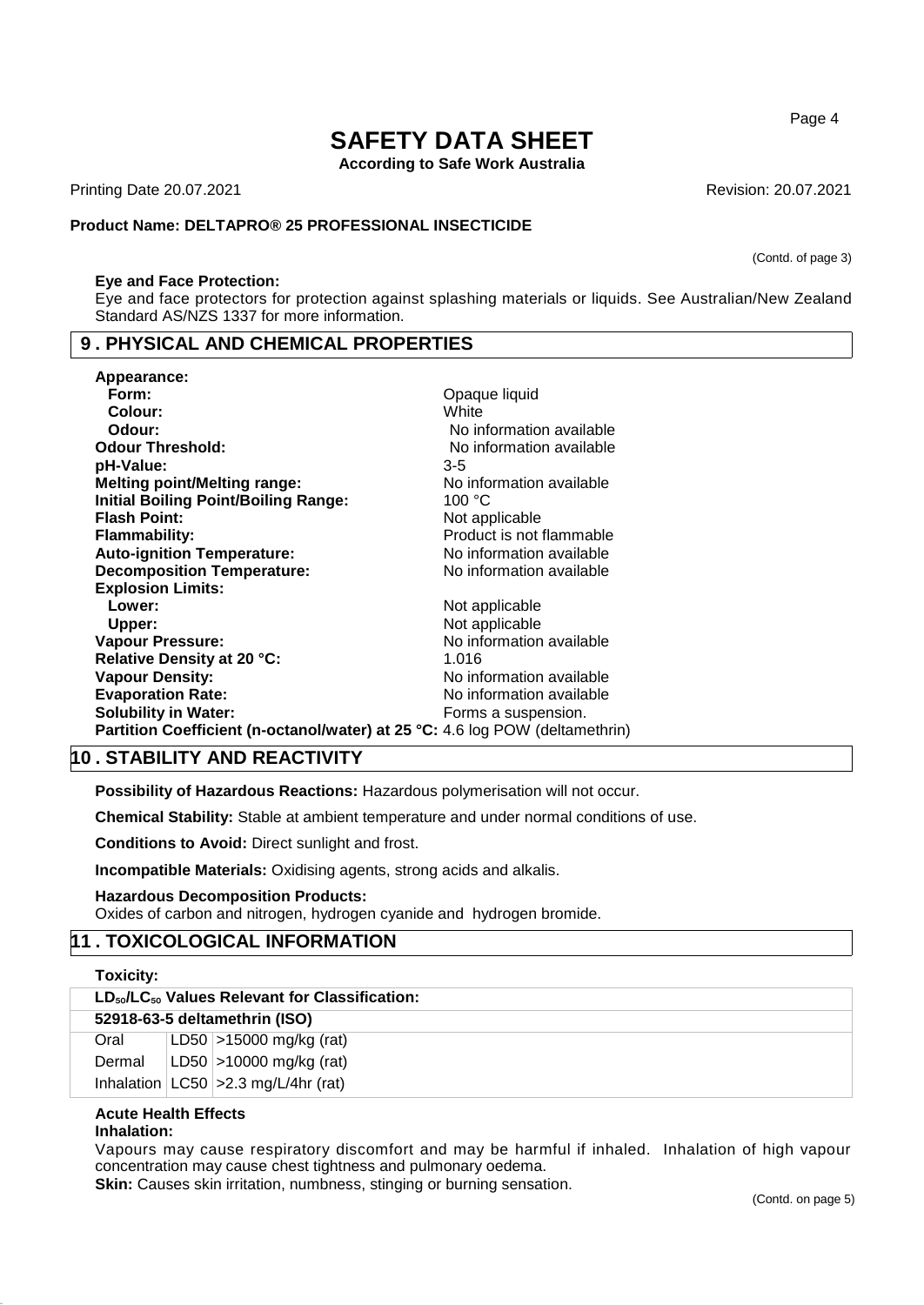(Contd. of page 3)

**Eye and Face Protection:**
Eye and face protectors for protection against splashing materials or liquids. See Australian/New Zealand Standard AS/NZS 1337 for more information.

## 9 . PHYSICAL AND CHEMICAL PROPERTIES

| | |
|---|---|
| **Appearance:** | |
| **Form:** | Opaque liquid |
| **Colour:** | White |
| **Odour:** | No information available |
| **Odour Threshold:** | No information available |
| **pH-Value:** | 3-5 |
| **Melting point/Melting range:** | No information available |
| **Initial Boiling Point/Boiling Range:** | 100 °C |
| **Flash Point:** | Not applicable |
| **Flammability:** | Product is not flammable |
| **Auto-ignition Temperature:** | No information available |
| **Decomposition Temperature:** | No information available |
| **Explosion Limits:** | |
| **Lower:** | Not applicable |
| **Upper:** | Not applicable |
| **Vapour Pressure:** | No information available |
| **Relative Density at 20 °C:** | 1.016 |
| **Vapour Density:** | No information available |
| **Evaporation Rate:** | No information available |
| **Solubility in Water:** | Forms a suspension. |
| **Partition Coefficient (n-octanol/water) at 25 °C:** | 4.6 log POW (deltamethrin) |

## 10 . STABILITY AND REACTIVITY

**Possibility of Hazardous Reactions:** Hazardous polymerisation will not occur.

**Chemical Stability:** Stable at ambient temperature and under normal conditions of use.

**Conditions to Avoid:** Direct sunlight and frost.

**Incompatible Materials:** Oxidising agents, strong acids and alkalis.

**Hazardous Decomposition Products:**
Oxides of carbon and nitrogen, hydrogen cyanide and hydrogen bromide.

## 11 . TOXICOLOGICAL INFORMATION

**Toxicity:**

| **$LD_{50}/LC_{50}$ Values Relevant for Classification:** | | |
|---|---|---|
| **52918-63-5 deltamethrin (ISO)** | | |
| Oral | LD50 | >15000 mg/kg (rat) |
| Dermal | LD50 | >10000 mg/kg (rat) |
| Inhalation | LC50 | >2.3 mg/L/4hr (rat) |

**Acute Health Effects**
**Inhalation:**
Vapours may cause respiratory discomfort and may be harmful if inhaled. Inhalation of high vapour concentration may cause chest tightness and pulmonary oedema.
**Skin:** Causes skin irritation, numbness, stinging or burning sensation.

(Contd. on page 5)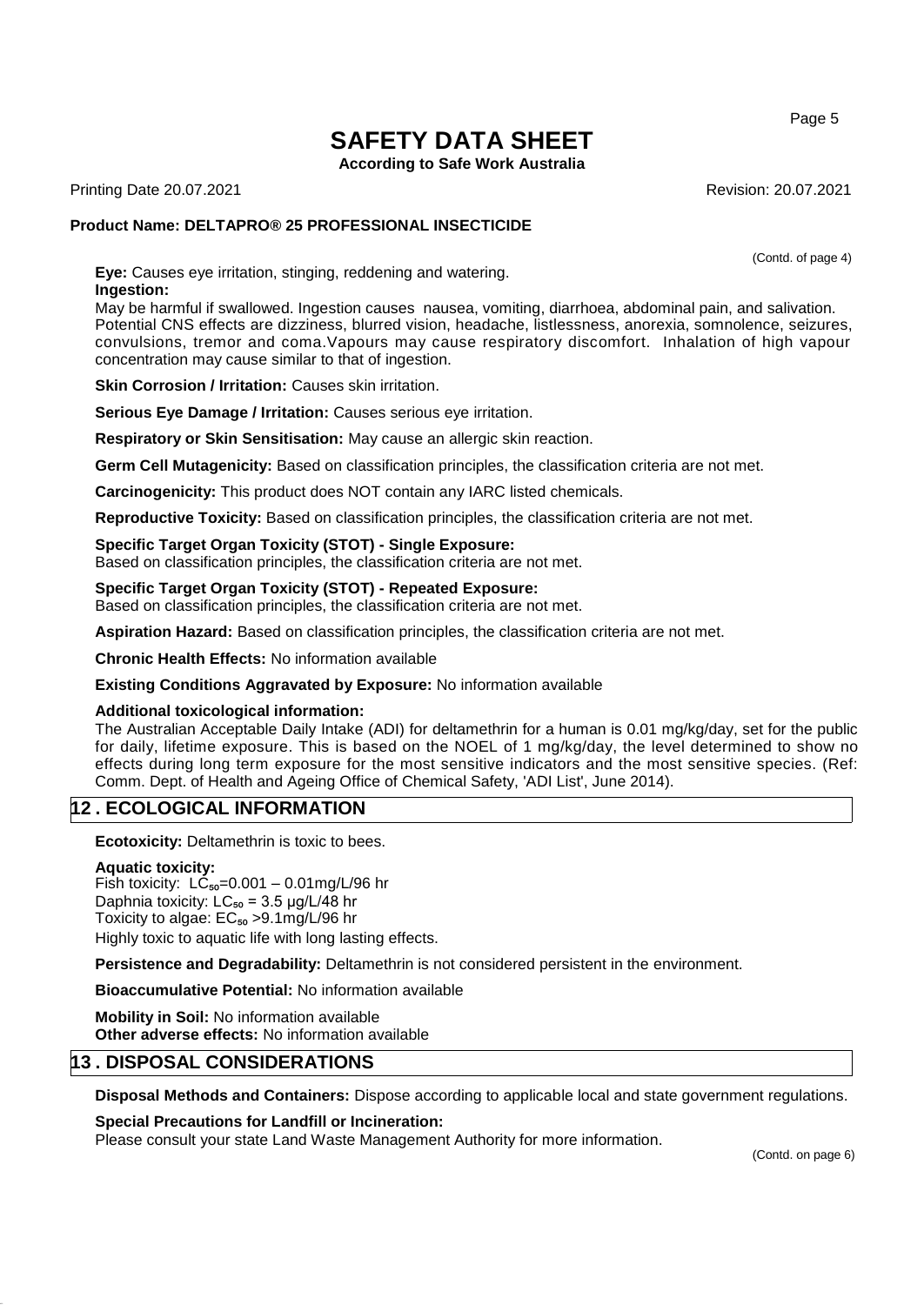**Eye:** Causes eye irritation, stinging, reddening and watering.

**Ingestion:**

May be harmful if swallowed. Ingestion causes nausea, vomiting, diarrhoea, abdominal pain, and salivation. Potential CNS effects are dizziness, blurred vision, headache, listlessness, anorexia, somnolence, seizures, convulsions, tremor and coma.Vapours may cause respiratory discomfort. Inhalation of high vapour concentration may cause similar to that of ingestion.

**Skin Corrosion / Irritation:** Causes skin irritation.

**Serious Eye Damage / Irritation:** Causes serious eye irritation.

**Respiratory or Skin Sensitisation:** May cause an allergic skin reaction.

**Germ Cell Mutagenicity:** Based on classification principles, the classification criteria are not met.

**Carcinogenicity:** This product does NOT contain any IARC listed chemicals.

**Reproductive Toxicity:** Based on classification principles, the classification criteria are not met.

**Specific Target Organ Toxicity (STOT) - Single Exposure:**
Based on classification principles, the classification criteria are not met.

**Specific Target Organ Toxicity (STOT) - Repeated Exposure:**
Based on classification principles, the classification criteria are not met.

**Aspiration Hazard:** Based on classification principles, the classification criteria are not met.

**Chronic Health Effects:** No information available

**Existing Conditions Aggravated by Exposure:** No information available

**Additional toxicological information:**
The Australian Acceptable Daily Intake (ADI) for deltamethrin for a human is 0.01 mg/kg/day, set for the public for daily, lifetime exposure. This is based on the NOEL of 1 mg/kg/day, the level determined to show no effects during long term exposure for the most sensitive indicators and the most sensitive species. (Ref: Comm. Dept. of Health and Ageing Office of Chemical Safety, 'ADI List', June 2014).

## 12 . ECOLOGICAL INFORMATION

**Ecotoxicity:** Deltamethrin is toxic to bees.

**Aquatic toxicity:**
Fish toxicity: $LC_{50}$=0.001 – 0.01mg/L/96 hr
Daphnia toxicity: $LC_{50}$ = 3.5 µg/L/48 hr
Toxicity to algae: $EC_{50}$ >9.1mg/L/96 hr
Highly toxic to aquatic life with long lasting effects.

**Persistence and Degradability:** Deltamethrin is not considered persistent in the environment.

**Bioaccumulative Potential:** No information available

**Mobility in Soil:** No information available
**Other adverse effects:** No information available

## 13 . DISPOSAL CONSIDERATIONS

**Disposal Methods and Containers:** Dispose according to applicable local and state government regulations.

**Special Precautions for Landfill or Incineration:**
Please consult your state Land Waste Management Authority for more information.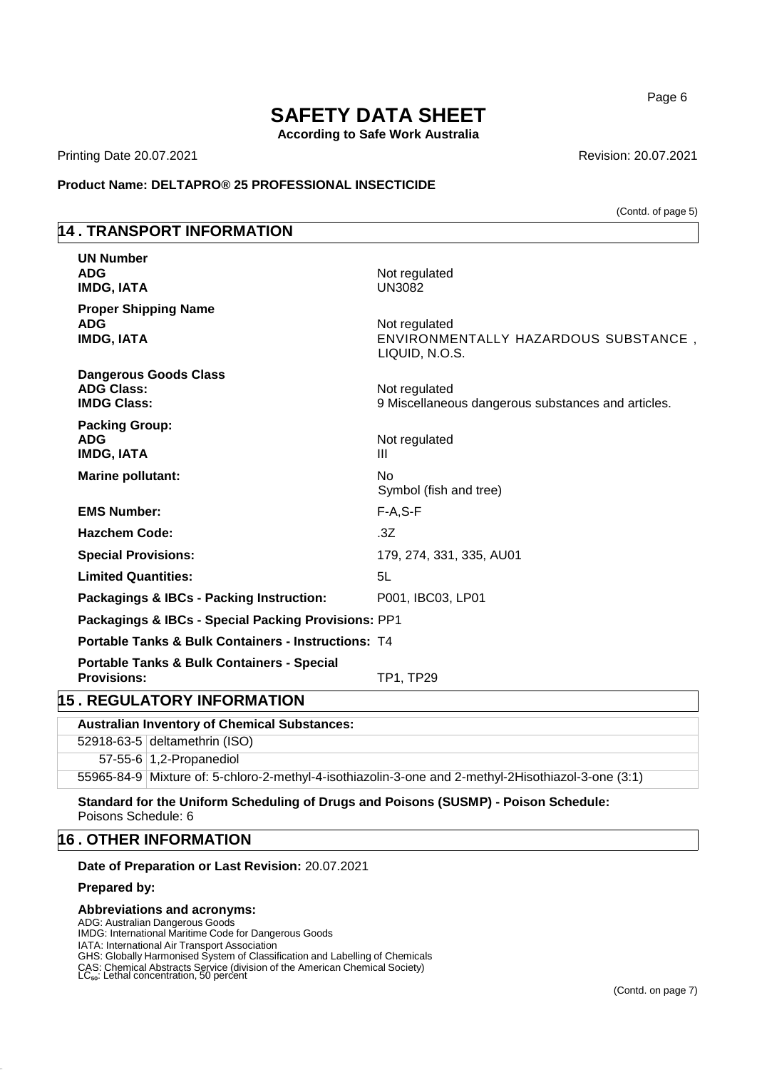(Contd. of page 5)

## 14 . TRANSPORT INFORMATION

**UN Number**

| | |
|---|---|
| **ADG** | Not regulated |
| **IMDG, IATA** | UN3082 |

**Proper Shipping Name**

| | |
|---|---|
| **ADG** | Not regulated |
| **IMDG, IATA** | ENVIRONMENTALLY HAZARDOUS SUBSTANCE , LIQUID, N.O.S. |

**Dangerous Goods Class**

| | |
|---|---|
| **ADG Class:** | Not regulated |
| **IMDG Class:** | 9 Miscellaneous dangerous substances and articles. |

**Packing Group:**

| | |
|---|---|
| **ADG** | Not regulated |
| **IMDG, IATA** | III |

| | |
|---|---|
| **Marine pollutant:** | No<br>Symbol (fish and tree) |
| **EMS Number:** | F-A,S-F |
| **Hazchem Code:** | .3Z |
| **Special Provisions:** | 179, 274, 331, 335, AU01 |
| **Limited Quantities:** | 5L |
| **Packagings & IBCs - Packing Instruction:** | P001, IBC03, LP01 |
| **Packagings & IBCs - Special Packing Provisions:** | PP1 |
| **Portable Tanks & Bulk Containers - Instructions:** | T4 |
| **Portable Tanks & Bulk Containers - Special Provisions:** | TP1, TP29 |

## 15 . REGULATORY INFORMATION

**Australian Inventory of Chemical Substances:**

| | |
|---|---|
| 52918-63-5 | deltamethrin (ISO) |
| 57-55-6 | 1,2-Propanediol |
| 55965-84-9 | Mixture of: 5-chloro-2-methyl-4-isothiazolin-3-one and 2-methyl-2Hisothiazol-3-one (3:1) |

**Standard for the Uniform Scheduling of Drugs and Poisons (SUSMP) - Poison Schedule:**
Poisons Schedule: 6

## 16 . OTHER INFORMATION

**Date of Preparation or Last Revision:** 20.07.2021

**Prepared by:**

**Abbreviations and acronyms:**
ADG: Australian Dangerous Goods
IMDG: International Maritime Code for Dangerous Goods
IATA: International Air Transport Association
GHS: Globally Harmonised System of Classification and Labelling of Chemicals
CAS: Chemical Abstracts Service (division of the American Chemical Society)
$LC_{50}$: Lethal concentration, 50 percent

(Contd. on page 7)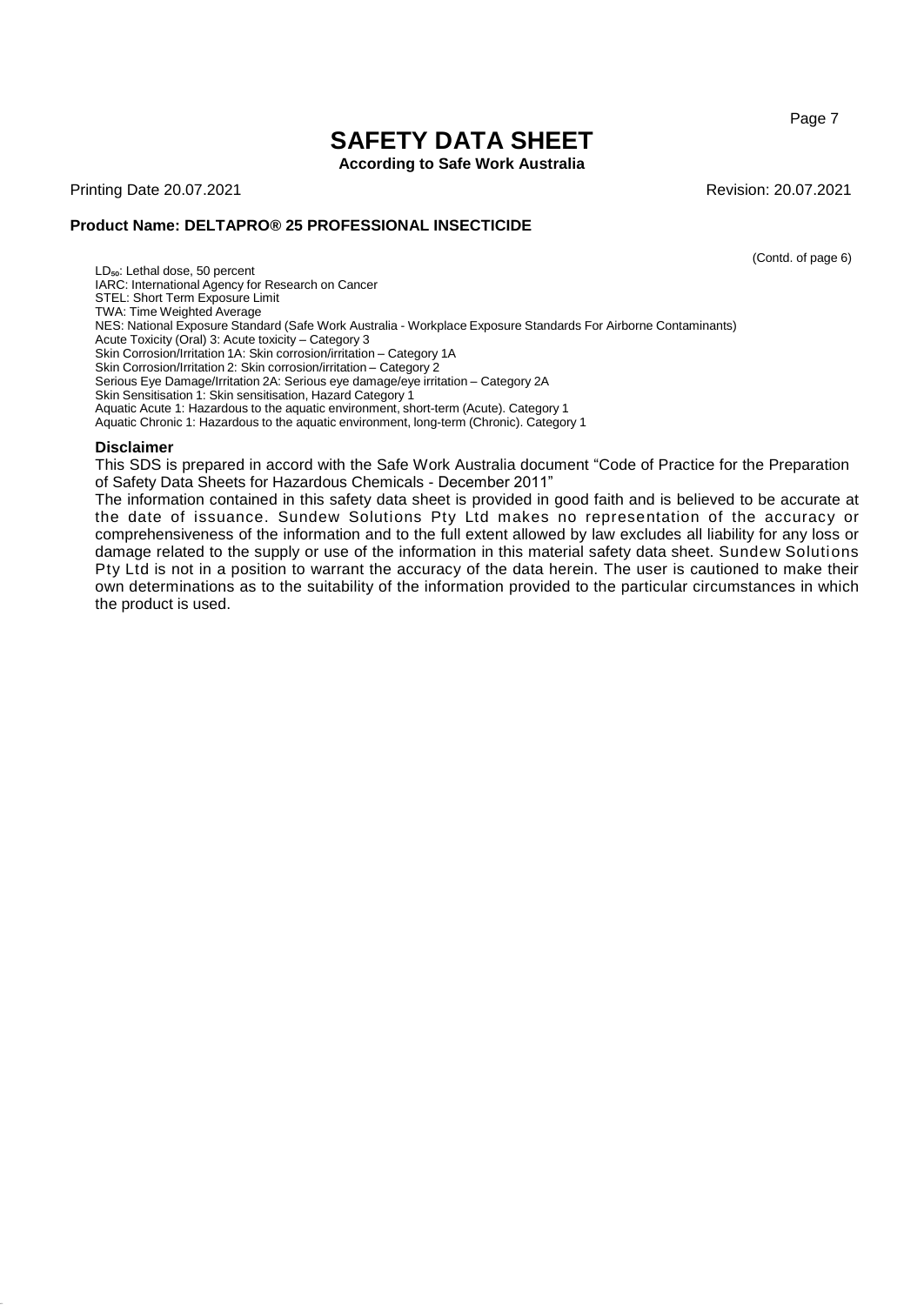(Contd. of page 6)

$LD_{50}$: Lethal dose, 50 percent
IARC: International Agency for Research on Cancer
STEL: Short Term Exposure Limit
TWA: Time Weighted Average
NES: National Exposure Standard (Safe Work Australia - Workplace Exposure Standards For Airborne Contaminants)
Acute Toxicity (Oral) 3: Acute toxicity – Category 3
Skin Corrosion/Irritation 1A: Skin corrosion/irritation – Category 1A
Skin Corrosion/Irritation 2: Skin corrosion/irritation – Category 2
Serious Eye Damage/Irritation 2A: Serious eye damage/eye irritation – Category 2A
Skin Sensitisation 1: Skin sensitisation, Hazard Category 1
Aquatic Acute 1: Hazardous to the aquatic environment, short-term (Acute). Category 1
Aquatic Chronic 1: Hazardous to the aquatic environment, long-term (Chronic). Category 1

**Disclaimer**

This SDS is prepared in accord with the Safe Work Australia document "Code of Practice for the Preparation of Safety Data Sheets for Hazardous Chemicals - December 2011"

The information contained in this safety data sheet is provided in good faith and is believed to be accurate at the date of issuance. Sundew Solutions Pty Ltd makes no representation of the accuracy or comprehensiveness of the information and to the full extent allowed by law excludes all liability for any loss or damage related to the supply or use of the information in this material safety data sheet. Sundew Solutions Pty Ltd is not in a position to warrant the accuracy of the data herein. The user is cautioned to make their own determinations as to the suitability of the information provided to the particular circumstances in which the product is used.